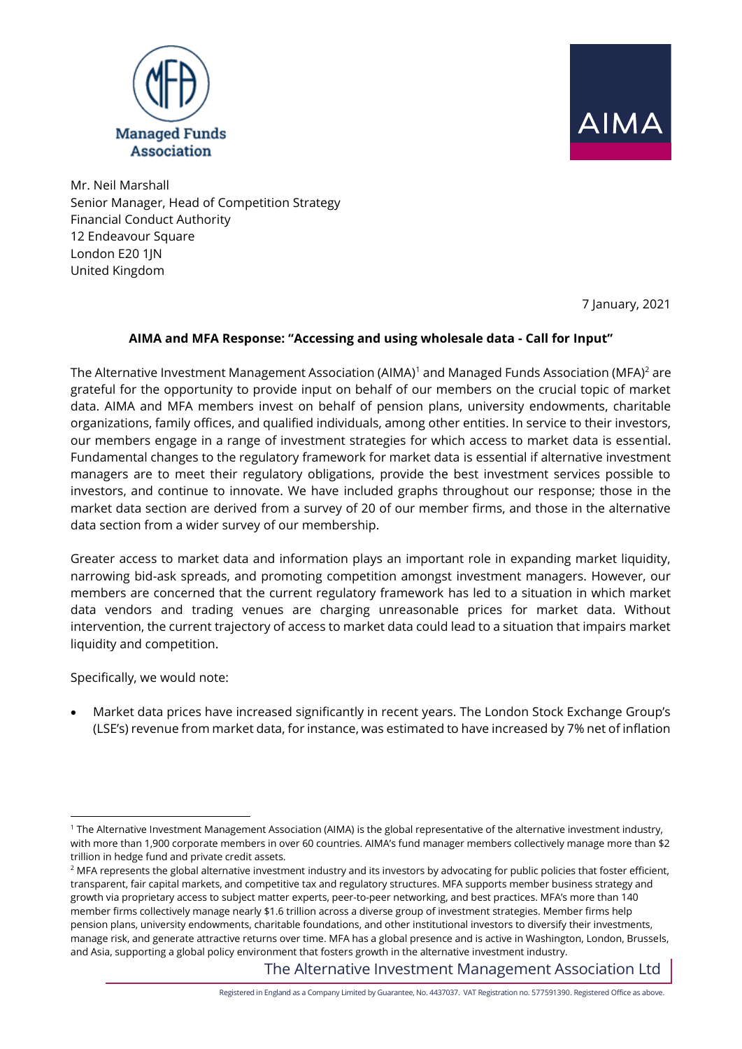Managed Funds Association

AIMA

Mr. Neil Marshall
Senior Manager, Head of Competition Strategy
Financial Conduct Authority
12 Endeavour Square
London E20 1JN
United Kingdom

7 January, 2021

**AIMA and MFA Response: "Accessing and using wholesale data - Call for Input"**

The Alternative Investment Management Association (AIMA)[1] and Managed Funds Association (MFA)[2] are grateful for the opportunity to provide input on behalf of our members on the crucial topic of market data. AIMA and MFA members invest on behalf of pension plans, university endowments, charitable organizations, family offices, and qualified individuals, among other entities. In service to their investors, our members engage in a range of investment strategies for which access to market data is essential. Fundamental changes to the regulatory framework for market data is essential if alternative investment managers are to meet their regulatory obligations, provide the best investment services possible to investors, and continue to innovate. We have included graphs throughout our response; those in the market data section are derived from a survey of 20 of our member firms, and those in the alternative data section from a wider survey of our membership.

Greater access to market data and information plays an important role in expanding market liquidity, narrowing bid-ask spreads, and promoting competition amongst investment managers. However, our members are concerned that the current regulatory framework has led to a situation in which market data vendors and trading venues are charging unreasonable prices for market data. Without intervention, the current trajectory of access to market data could lead to a situation that impairs market liquidity and competition.

Specifically, we would note:

- Market data prices have increased significantly in recent years. The London Stock Exchange Group's (LSE's) revenue from market data, for instance, was estimated to have increased by 7% net of inflation

---

[1] The Alternative Investment Management Association (AIMA) is the global representative of the alternative investment industry, with more than 1,900 corporate members in over 60 countries. AIMA's fund manager members collectively manage more than $2 trillion in hedge fund and private credit assets.

[2] MFA represents the global alternative investment industry and its investors by advocating for public policies that foster efficient, transparent, fair capital markets, and competitive tax and regulatory structures. MFA supports member business strategy and growth via proprietary access to subject matter experts, peer-to-peer networking, and best practices. MFA's more than 140 member firms collectively manage nearly $1.6 trillion across a diverse group of investment strategies. Member firms help pension plans, university endowments, charitable foundations, and other institutional investors to diversify their investments, manage risk, and generate attractive returns over time. MFA has a global presence and is active in Washington, London, Brussels, and Asia, supporting a global policy environment that fosters growth in the alternative investment industry.

The Alternative Investment Management Association Ltd

Registered in England as a Company Limited by Guarantee, No. 4437037. VAT Registration no. 577591390. Registered Office as above.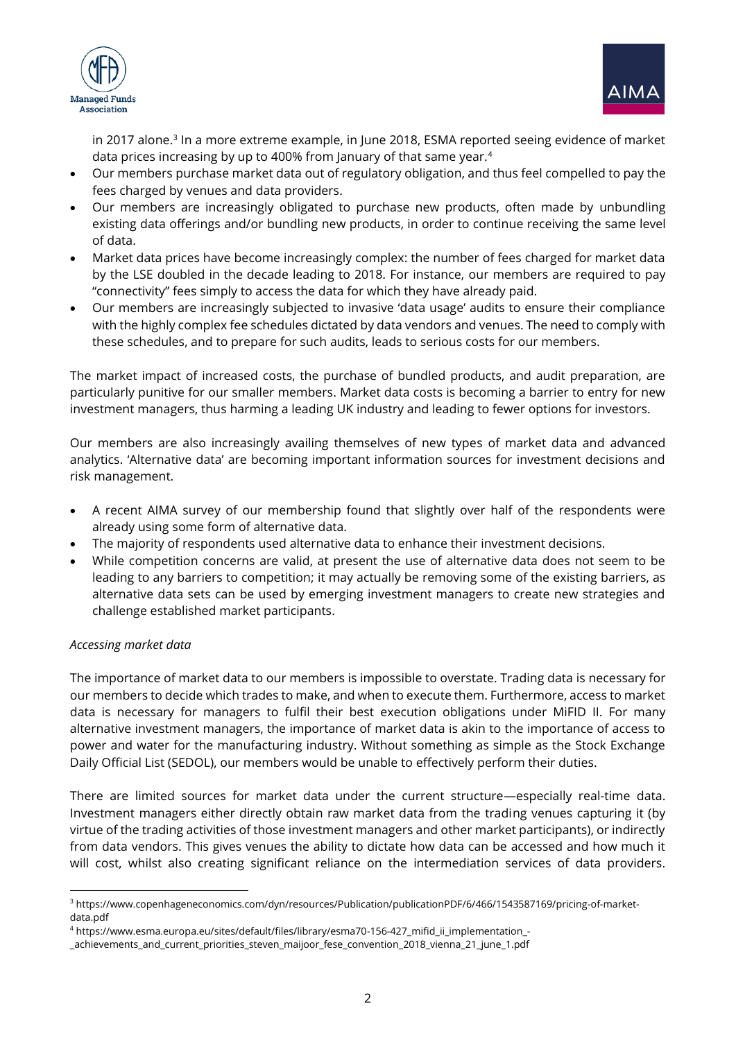in 2017 alone.[3] In a more extreme example, in June 2018, ESMA reported seeing evidence of market data prices increasing by up to 400% from January of that same year.[4]

- Our members purchase market data out of regulatory obligation, and thus feel compelled to pay the fees charged by venues and data providers.
- Our members are increasingly obligated to purchase new products, often made by unbundling existing data offerings and/or bundling new products, in order to continue receiving the same level of data.
- Market data prices have become increasingly complex: the number of fees charged for market data by the LSE doubled in the decade leading to 2018. For instance, our members are required to pay "connectivity" fees simply to access the data for which they have already paid.
- Our members are increasingly subjected to invasive 'data usage' audits to ensure their compliance with the highly complex fee schedules dictated by data vendors and venues. The need to comply with these schedules, and to prepare for such audits, leads to serious costs for our members.

The market impact of increased costs, the purchase of bundled products, and audit preparation, are particularly punitive for our smaller members. Market data costs is becoming a barrier to entry for new investment managers, thus harming a leading UK industry and leading to fewer options for investors.

Our members are also increasingly availing themselves of new types of market data and advanced analytics. 'Alternative data' are becoming important information sources for investment decisions and risk management.

- A recent AIMA survey of our membership found that slightly over half of the respondents were already using some form of alternative data.
- The majority of respondents used alternative data to enhance their investment decisions.
- While competition concerns are valid, at present the use of alternative data does not seem to be leading to any barriers to competition; it may actually be removing some of the existing barriers, as alternative data sets can be used by emerging investment managers to create new strategies and challenge established market participants.

*Accessing market data*

The importance of market data to our members is impossible to overstate. Trading data is necessary for our members to decide which trades to make, and when to execute them. Furthermore, access to market data is necessary for managers to fulfil their best execution obligations under MiFID II. For many alternative investment managers, the importance of market data is akin to the importance of access to power and water for the manufacturing industry. Without something as simple as the Stock Exchange Daily Official List (SEDOL), our members would be unable to effectively perform their duties.

There are limited sources for market data under the current structure—especially real-time data. Investment managers either directly obtain raw market data from the trading venues capturing it (by virtue of the trading activities of those investment managers and other market participants), or indirectly from data vendors. This gives venues the ability to dictate how data can be accessed and how much it will cost, whilst also creating significant reliance on the intermediation services of data providers.

[3] https://www.copenhageneconomics.com/dyn/resources/Publication/publicationPDF/6/466/1543587169/pricing-of-market-data.pdf

[4] https://www.esma.europa.eu/sites/default/files/library/esma70-156-427_mifid_ii_implementation_-_achievements_and_current_priorities_steven_maijoor_fese_convention_2018_vienna_21_june_1.pdf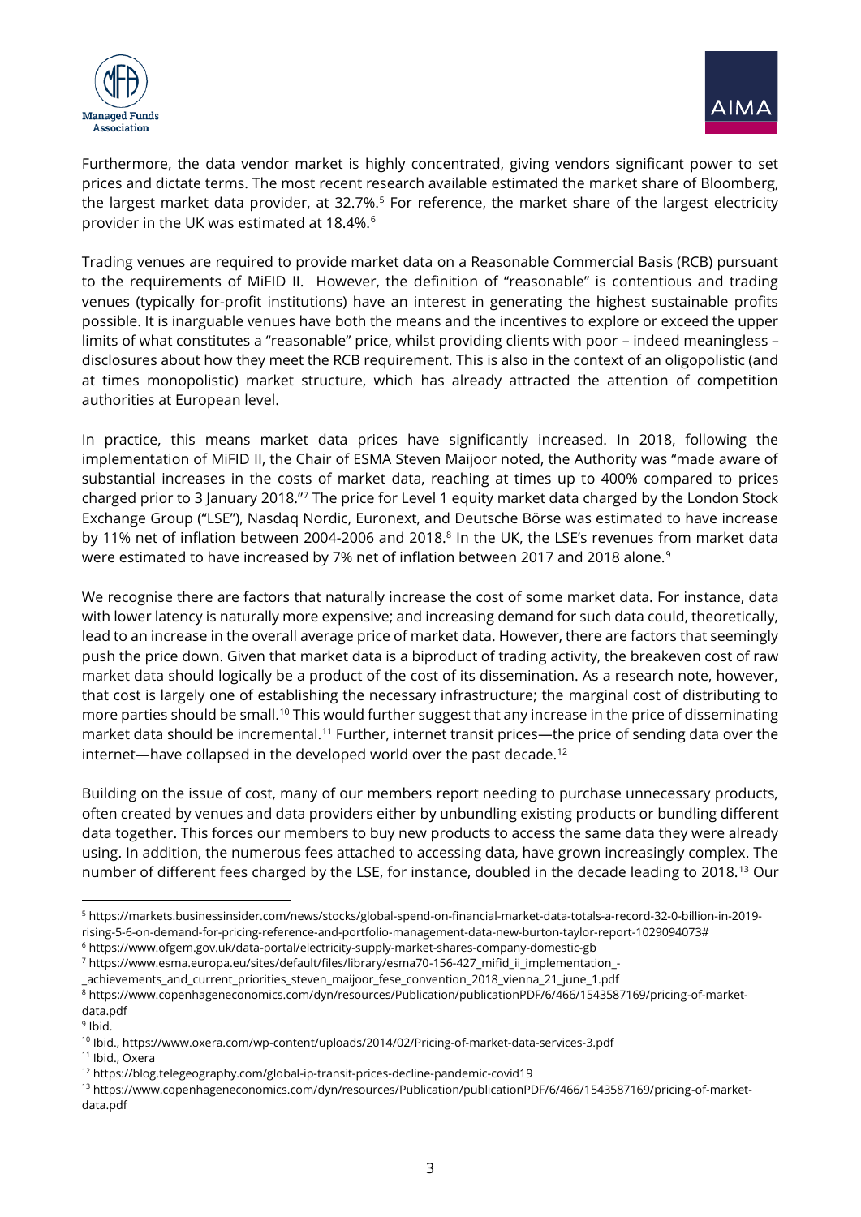Furthermore, the data vendor market is highly concentrated, giving vendors significant power to set prices and dictate terms. The most recent research available estimated the market share of Bloomberg, the largest market data provider, at 32.7%.[5] For reference, the market share of the largest electricity provider in the UK was estimated at 18.4%.[6]

Trading venues are required to provide market data on a Reasonable Commercial Basis (RCB) pursuant to the requirements of MiFID II. However, the definition of "reasonable" is contentious and trading venues (typically for-profit institutions) have an interest in generating the highest sustainable profits possible. It is inarguable venues have both the means and the incentives to explore or exceed the upper limits of what constitutes a "reasonable" price, whilst providing clients with poor – indeed meaningless – disclosures about how they meet the RCB requirement. This is also in the context of an oligopolistic (and at times monopolistic) market structure, which has already attracted the attention of competition authorities at European level.

In practice, this means market data prices have significantly increased. In 2018, following the implementation of MiFID II, the Chair of ESMA Steven Maijoor noted, the Authority was "made aware of substantial increases in the costs of market data, reaching at times up to 400% compared to prices charged prior to 3 January 2018."[7] The price for Level 1 equity market data charged by the London Stock Exchange Group ("LSE"), Nasdaq Nordic, Euronext, and Deutsche Börse was estimated to have increase by 11% net of inflation between 2004-2006 and 2018.[8] In the UK, the LSE's revenues from market data were estimated to have increased by 7% net of inflation between 2017 and 2018 alone.[9]

We recognise there are factors that naturally increase the cost of some market data. For instance, data with lower latency is naturally more expensive; and increasing demand for such data could, theoretically, lead to an increase in the overall average price of market data. However, there are factors that seemingly push the price down. Given that market data is a biproduct of trading activity, the breakeven cost of raw market data should logically be a product of the cost of its dissemination. As a research note, however, that cost is largely one of establishing the necessary infrastructure; the marginal cost of distributing to more parties should be small.[10] This would further suggest that any increase in the price of disseminating market data should be incremental.[11] Further, internet transit prices—the price of sending data over the internet—have collapsed in the developed world over the past decade.[12]

Building on the issue of cost, many of our members report needing to purchase unnecessary products, often created by venues and data providers either by unbundling existing products or bundling different data together. This forces our members to buy new products to access the same data they were already using. In addition, the numerous fees attached to accessing data, have grown increasingly complex. The number of different fees charged by the LSE, for instance, doubled in the decade leading to 2018.[13] Our

---

[5] https://markets.businessinsider.com/news/stocks/global-spend-on-financial-market-data-totals-a-record-32-0-billion-in-2019-rising-5-6-on-demand-for-pricing-reference-and-portfolio-management-data-new-burton-taylor-report-1029094073#

[6] https://www.ofgem.gov.uk/data-portal/electricity-supply-market-shares-company-domestic-gb

[7] https://www.esma.europa.eu/sites/default/files/library/esma70-156-427_mifid_ii_implementation_-_achievements_and_current_priorities_steven_maijoor_fese_convention_2018_vienna_21_june_1.pdf

[8] https://www.copenhageneconomics.com/dyn/resources/Publication/publicationPDF/6/466/1543587169/pricing-of-market-data.pdf

[9] Ibid.

[10] Ibid., https://www.oxera.com/wp-content/uploads/2014/02/Pricing-of-market-data-services-3.pdf

[11] Ibid., Oxera

[12] https://blog.telegeography.com/global-ip-transit-prices-decline-pandemic-covid19

[13] https://www.copenhageneconomics.com/dyn/resources/Publication/publicationPDF/6/466/1543587169/pricing-of-market-data.pdf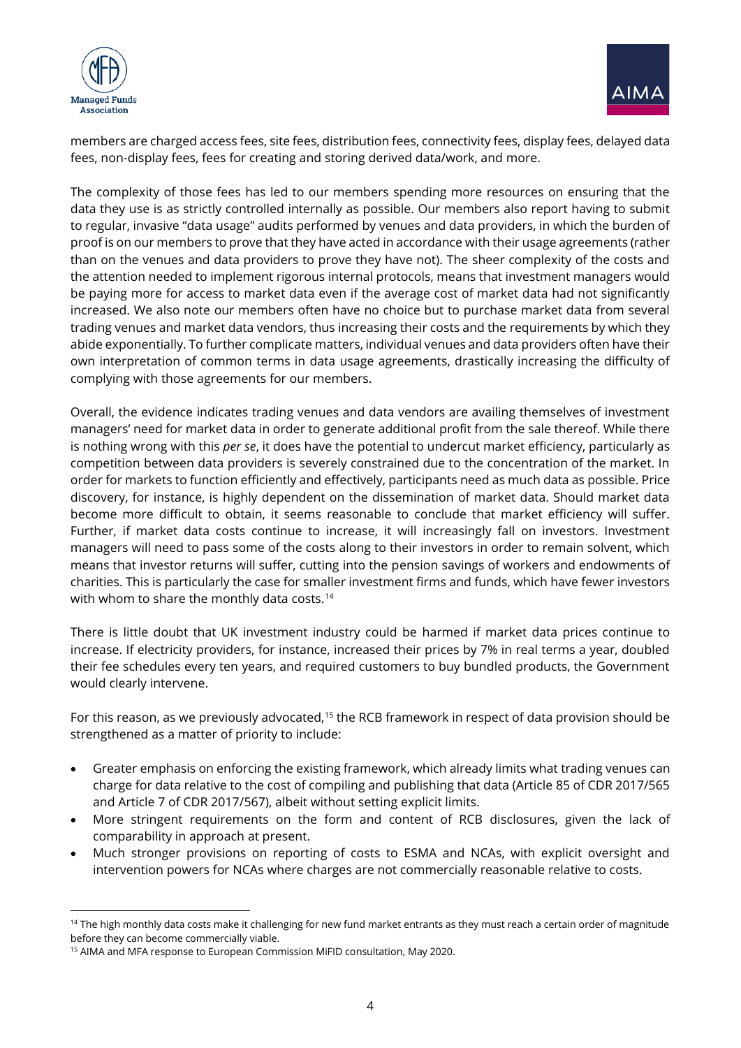members are charged access fees, site fees, distribution fees, connectivity fees, display fees, delayed data fees, non-display fees, fees for creating and storing derived data/work, and more.

The complexity of those fees has led to our members spending more resources on ensuring that the data they use is as strictly controlled internally as possible. Our members also report having to submit to regular, invasive "data usage" audits performed by venues and data providers, in which the burden of proof is on our members to prove that they have acted in accordance with their usage agreements (rather than on the venues and data providers to prove they have not). The sheer complexity of the costs and the attention needed to implement rigorous internal protocols, means that investment managers would be paying more for access to market data even if the average cost of market data had not significantly increased. We also note our members often have no choice but to purchase market data from several trading venues and market data vendors, thus increasing their costs and the requirements by which they abide exponentially. To further complicate matters, individual venues and data providers often have their own interpretation of common terms in data usage agreements, drastically increasing the difficulty of complying with those agreements for our members.

Overall, the evidence indicates trading venues and data vendors are availing themselves of investment managers' need for market data in order to generate additional profit from the sale thereof. While there is nothing wrong with this *per se*, it does have the potential to undercut market efficiency, particularly as competition between data providers is severely constrained due to the concentration of the market. In order for markets to function efficiently and effectively, participants need as much data as possible. Price discovery, for instance, is highly dependent on the dissemination of market data. Should market data become more difficult to obtain, it seems reasonable to conclude that market efficiency will suffer. Further, if market data costs continue to increase, it will increasingly fall on investors. Investment managers will need to pass some of the costs along to their investors in order to remain solvent, which means that investor returns will suffer, cutting into the pension savings of workers and endowments of charities. This is particularly the case for smaller investment firms and funds, which have fewer investors with whom to share the monthly data costs.[14]

There is little doubt that UK investment industry could be harmed if market data prices continue to increase. If electricity providers, for instance, increased their prices by 7% in real terms a year, doubled their fee schedules every ten years, and required customers to buy bundled products, the Government would clearly intervene.

For this reason, as we previously advocated,[15] the RCB framework in respect of data provision should be strengthened as a matter of priority to include:

- Greater emphasis on enforcing the existing framework, which already limits what trading venues can charge for data relative to the cost of compiling and publishing that data (Article 85 of CDR 2017/565 and Article 7 of CDR 2017/567), albeit without setting explicit limits.
- More stringent requirements on the form and content of RCB disclosures, given the lack of comparability in approach at present.
- Much stronger provisions on reporting of costs to ESMA and NCAs, with explicit oversight and intervention powers for NCAs where charges are not commercially reasonable relative to costs.

[14] The high monthly data costs make it challenging for new fund market entrants as they must reach a certain order of magnitude before they can become commercially viable.

[15] AIMA and MFA response to European Commission MiFID consultation, May 2020.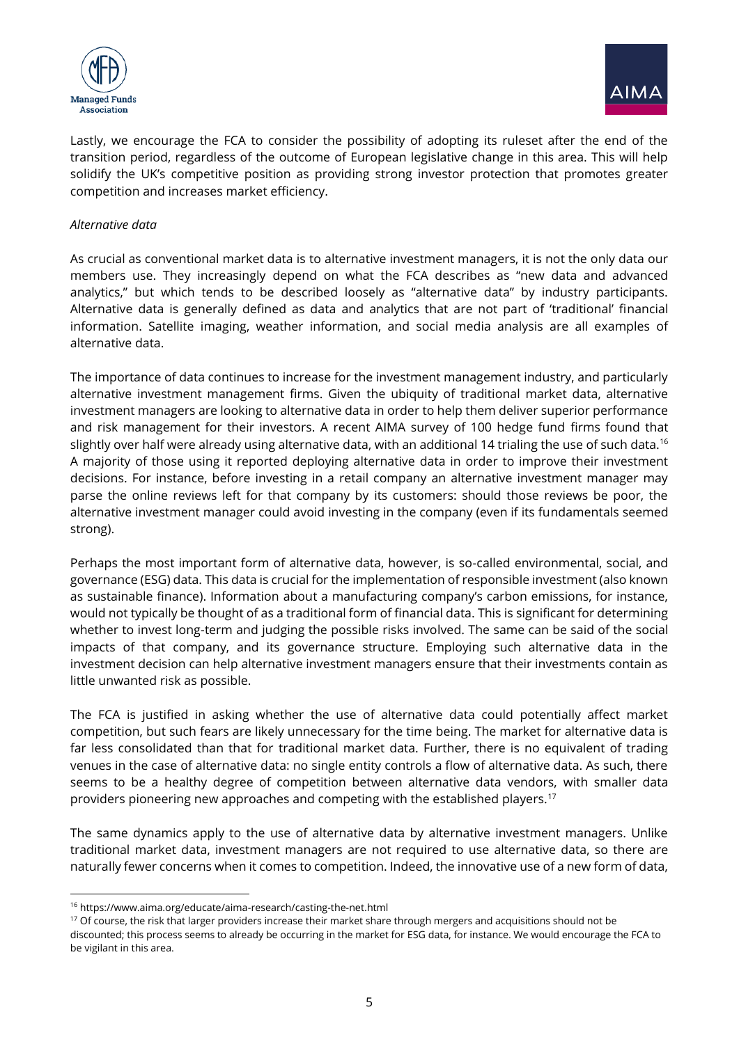Lastly, we encourage the FCA to consider the possibility of adopting its ruleset after the end of the transition period, regardless of the outcome of European legislative change in this area. This will help solidify the UK's competitive position as providing strong investor protection that promotes greater competition and increases market efficiency.

*Alternative data*

As crucial as conventional market data is to alternative investment managers, it is not the only data our members use. They increasingly depend on what the FCA describes as "new data and advanced analytics," but which tends to be described loosely as "alternative data" by industry participants. Alternative data is generally defined as data and analytics that are not part of 'traditional' financial information. Satellite imaging, weather information, and social media analysis are all examples of alternative data.

The importance of data continues to increase for the investment management industry, and particularly alternative investment management firms. Given the ubiquity of traditional market data, alternative investment managers are looking to alternative data in order to help them deliver superior performance and risk management for their investors. A recent AIMA survey of 100 hedge fund firms found that slightly over half were already using alternative data, with an additional 14 trialing the use of such data.[16] A majority of those using it reported deploying alternative data in order to improve their investment decisions. For instance, before investing in a retail company an alternative investment manager may parse the online reviews left for that company by its customers: should those reviews be poor, the alternative investment manager could avoid investing in the company (even if its fundamentals seemed strong).

Perhaps the most important form of alternative data, however, is so-called environmental, social, and governance (ESG) data. This data is crucial for the implementation of responsible investment (also known as sustainable finance). Information about a manufacturing company's carbon emissions, for instance, would not typically be thought of as a traditional form of financial data. This is significant for determining whether to invest long-term and judging the possible risks involved. The same can be said of the social impacts of that company, and its governance structure. Employing such alternative data in the investment decision can help alternative investment managers ensure that their investments contain as little unwanted risk as possible.

The FCA is justified in asking whether the use of alternative data could potentially affect market competition, but such fears are likely unnecessary for the time being. The market for alternative data is far less consolidated than that for traditional market data. Further, there is no equivalent of trading venues in the case of alternative data: no single entity controls a flow of alternative data. As such, there seems to be a healthy degree of competition between alternative data vendors, with smaller data providers pioneering new approaches and competing with the established players.[17]

The same dynamics apply to the use of alternative data by alternative investment managers. Unlike traditional market data, investment managers are not required to use alternative data, so there are naturally fewer concerns when it comes to competition. Indeed, the innovative use of a new form of data,

---

[16] https://www.aima.org/educate/aima-research/casting-the-net.html

[17] Of course, the risk that larger providers increase their market share through mergers and acquisitions should not be discounted; this process seems to already be occurring in the market for ESG data, for instance. We would encourage the FCA to be vigilant in this area.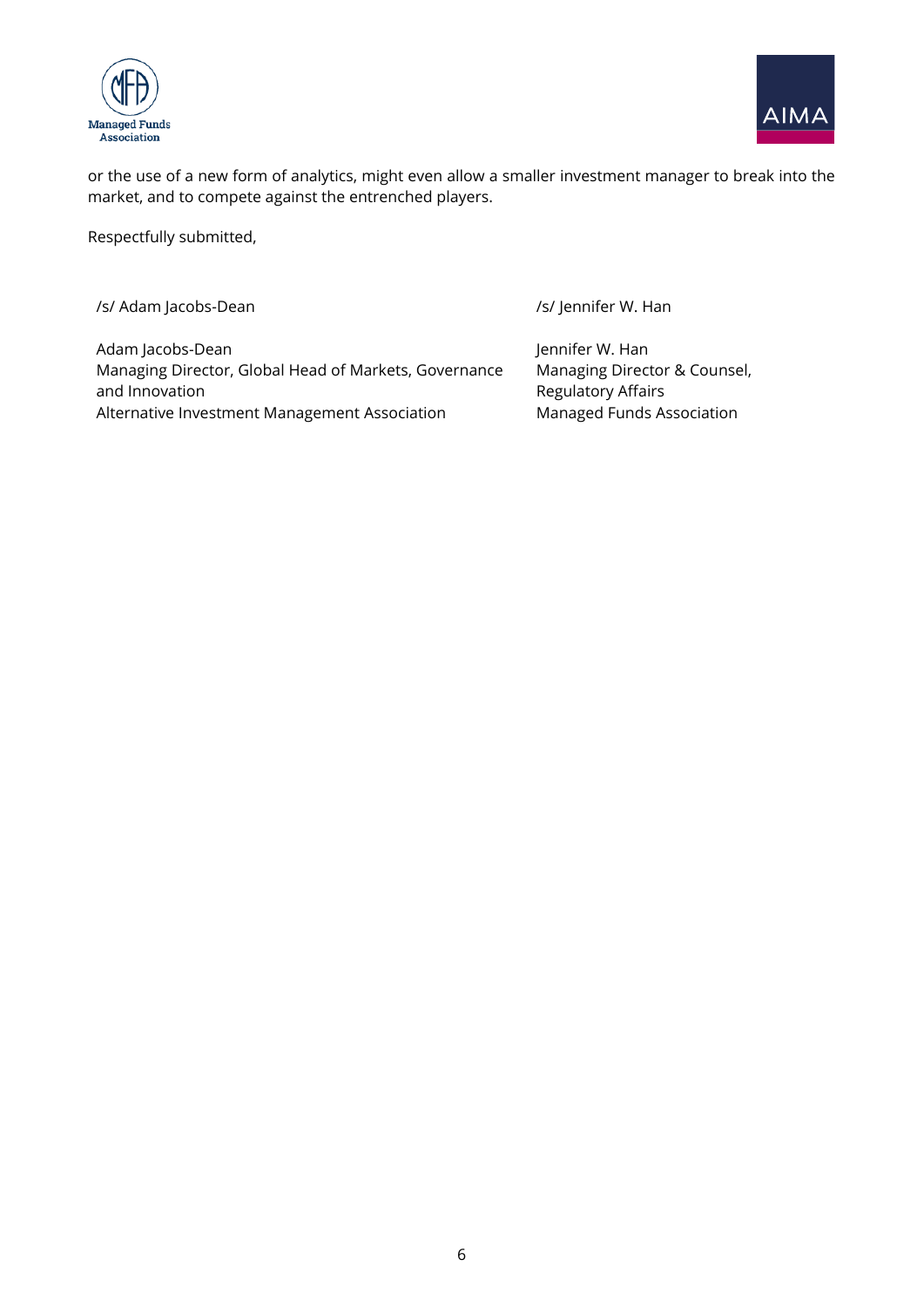or the use of a new form of analytics, might even allow a smaller investment manager to break into the market, and to compete against the entrenched players.

Respectfully submitted,

/s/ Adam Jacobs-Dean

Adam Jacobs-Dean
Managing Director, Global Head of Markets, Governance and Innovation
Alternative Investment Management Association

/s/ Jennifer W. Han

Jennifer W. Han
Managing Director & Counsel,
Regulatory Affairs
Managed Funds Association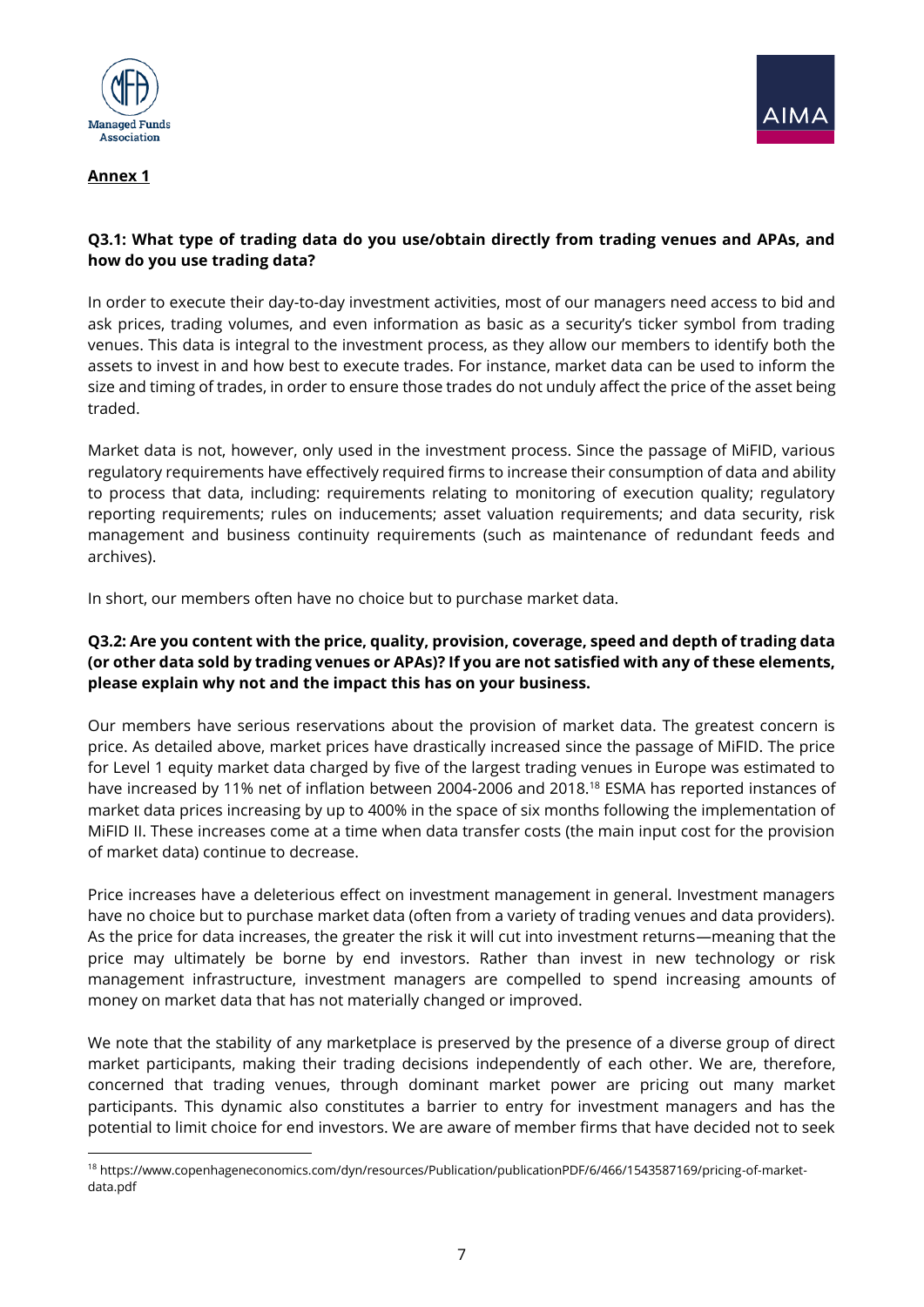**Annex 1**

**Q3.1: What type of trading data do you use/obtain directly from trading venues and APAs, and how do you use trading data?**

In order to execute their day-to-day investment activities, most of our managers need access to bid and ask prices, trading volumes, and even information as basic as a security's ticker symbol from trading venues. This data is integral to the investment process, as they allow our members to identify both the assets to invest in and how best to execute trades. For instance, market data can be used to inform the size and timing of trades, in order to ensure those trades do not unduly affect the price of the asset being traded.

Market data is not, however, only used in the investment process. Since the passage of MiFID, various regulatory requirements have effectively required firms to increase their consumption of data and ability to process that data, including: requirements relating to monitoring of execution quality; regulatory reporting requirements; rules on inducements; asset valuation requirements; and data security, risk management and business continuity requirements (such as maintenance of redundant feeds and archives).

In short, our members often have no choice but to purchase market data.

**Q3.2: Are you content with the price, quality, provision, coverage, speed and depth of trading data (or other data sold by trading venues or APAs)? If you are not satisfied with any of these elements, please explain why not and the impact this has on your business.**

Our members have serious reservations about the provision of market data. The greatest concern is price. As detailed above, market prices have drastically increased since the passage of MiFID. The price for Level 1 equity market data charged by five of the largest trading venues in Europe was estimated to have increased by 11% net of inflation between 2004-2006 and 2018.[18] ESMA has reported instances of market data prices increasing by up to 400% in the space of six months following the implementation of MiFID II. These increases come at a time when data transfer costs (the main input cost for the provision of market data) continue to decrease.

Price increases have a deleterious effect on investment management in general. Investment managers have no choice but to purchase market data (often from a variety of trading venues and data providers). As the price for data increases, the greater the risk it will cut into investment returns—meaning that the price may ultimately be borne by end investors. Rather than invest in new technology or risk management infrastructure, investment managers are compelled to spend increasing amounts of money on market data that has not materially changed or improved.

We note that the stability of any marketplace is preserved by the presence of a diverse group of direct market participants, making their trading decisions independently of each other. We are, therefore, concerned that trading venues, through dominant market power are pricing out many market participants. This dynamic also constitutes a barrier to entry for investment managers and has the potential to limit choice for end investors. We are aware of member firms that have decided not to seek

[18] https://www.copenhageneconomics.com/dyn/resources/Publication/publicationPDF/6/466/1543587169/pricing-of-market-data.pdf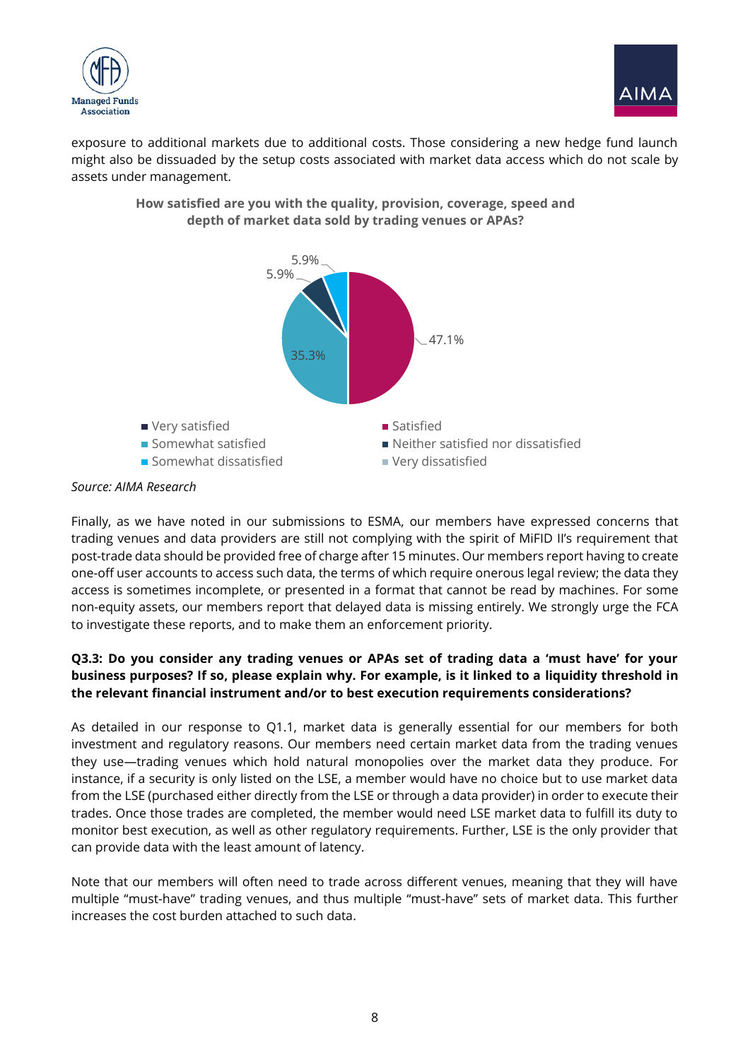exposure to additional markets due to additional costs. Those considering a new hedge fund launch might also be dissuaded by the setup costs associated with market data access which do not scale by assets under management.

**How satisfied are you with the quality, provision, coverage, speed and depth of market data sold by trading venues or APAs?**

| Response | Share |
|---|---|
| Very satisfied | 5.9% |
| Satisfied | 47.1% |
| Somewhat satisfied | 35.3% |
| Neither satisfied nor dissatisfied | 5.9% |
| Somewhat dissatisfied | 5.9% |
| Very dissatisfied | |

*Source: AIMA Research*

Finally, as we have noted in our submissions to ESMA, our members have expressed concerns that trading venues and data providers are still not complying with the spirit of MiFID II's requirement that post-trade data should be provided free of charge after 15 minutes. Our members report having to create one-off user accounts to access such data, the terms of which require onerous legal review; the data they access is sometimes incomplete, or presented in a format that cannot be read by machines. For some non-equity assets, our members report that delayed data is missing entirely. We strongly urge the FCA to investigate these reports, and to make them an enforcement priority.

**Q3.3: Do you consider any trading venues or APAs set of trading data a 'must have' for your business purposes? If so, please explain why. For example, is it linked to a liquidity threshold in the relevant financial instrument and/or to best execution requirements considerations?**

As detailed in our response to Q1.1, market data is generally essential for our members for both investment and regulatory reasons. Our members need certain market data from the trading venues they use—trading venues which hold natural monopolies over the market data they produce. For instance, if a security is only listed on the LSE, a member would have no choice but to use market data from the LSE (purchased either directly from the LSE or through a data provider) in order to execute their trades. Once those trades are completed, the member would need LSE market data to fulfill its duty to monitor best execution, as well as other regulatory requirements. Further, LSE is the only provider that can provide data with the least amount of latency.

Note that our members will often need to trade across different venues, meaning that they will have multiple "must-have" trading venues, and thus multiple "must-have" sets of market data. This further increases the cost burden attached to such data.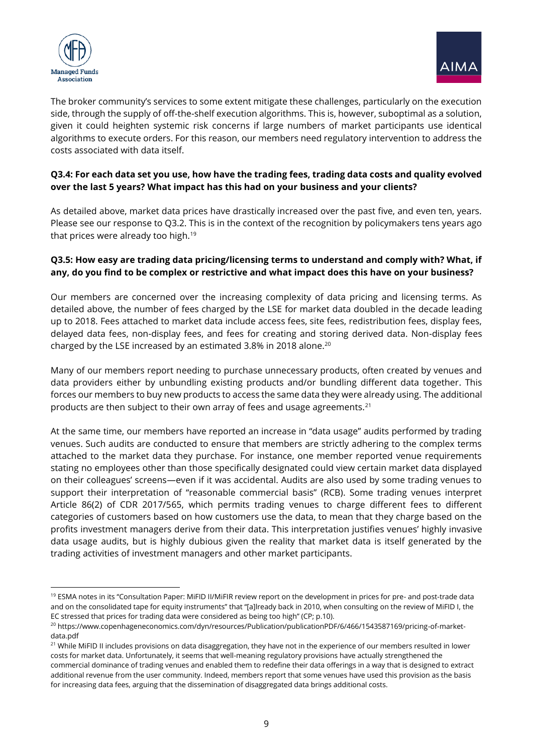The broker community's services to some extent mitigate these challenges, particularly on the execution side, through the supply of off-the-shelf execution algorithms. This is, however, suboptimal as a solution, given it could heighten systemic risk concerns if large numbers of market participants use identical algorithms to execute orders. For this reason, our members need regulatory intervention to address the costs associated with data itself.

**Q3.4: For each data set you use, how have the trading fees, trading data costs and quality evolved over the last 5 years? What impact has this had on your business and your clients?**

As detailed above, market data prices have drastically increased over the past five, and even ten, years. Please see our response to Q3.2. This is in the context of the recognition by policymakers tens years ago that prices were already too high.[19]

**Q3.5: How easy are trading data pricing/licensing terms to understand and comply with? What, if any, do you find to be complex or restrictive and what impact does this have on your business?**

Our members are concerned over the increasing complexity of data pricing and licensing terms. As detailed above, the number of fees charged by the LSE for market data doubled in the decade leading up to 2018. Fees attached to market data include access fees, site fees, redistribution fees, display fees, delayed data fees, non-display fees, and fees for creating and storing derived data. Non-display fees charged by the LSE increased by an estimated 3.8% in 2018 alone.[20]

Many of our members report needing to purchase unnecessary products, often created by venues and data providers either by unbundling existing products and/or bundling different data together. This forces our members to buy new products to access the same data they were already using. The additional products are then subject to their own array of fees and usage agreements.[21]

At the same time, our members have reported an increase in "data usage" audits performed by trading venues. Such audits are conducted to ensure that members are strictly adhering to the complex terms attached to the market data they purchase. For instance, one member reported venue requirements stating no employees other than those specifically designated could view certain market data displayed on their colleagues' screens—even if it was accidental. Audits are also used by some trading venues to support their interpretation of "reasonable commercial basis" (RCB). Some trading venues interpret Article 86(2) of CDR 2017/565, which permits trading venues to charge different fees to different categories of customers based on how customers use the data, to mean that they charge based on the profits investment managers derive from their data. This interpretation justifies venues' highly invasive data usage audits, but is highly dubious given the reality that market data is itself generated by the trading activities of investment managers and other market participants.

---

[19] ESMA notes in its "Consultation Paper: MiFID II/MiFIR review report on the development in prices for pre- and post-trade data and on the consolidated tape for equity instruments" that "[a]lready back in 2010, when consulting on the review of MiFID I, the EC stressed that prices for trading data were considered as being too high" (CP; p.10).

[20] https://www.copenhageneconomics.com/dyn/resources/Publication/publicationPDF/6/466/1543587169/pricing-of-market-data.pdf

[21] While MiFID II includes provisions on data disaggregation, they have not in the experience of our members resulted in lower costs for market data. Unfortunately, it seems that well-meaning regulatory provisions have actually strengthened the commercial dominance of trading venues and enabled them to redefine their data offerings in a way that is designed to extract additional revenue from the user community. Indeed, members report that some venues have used this provision as the basis for increasing data fees, arguing that the dissemination of disaggregated data brings additional costs.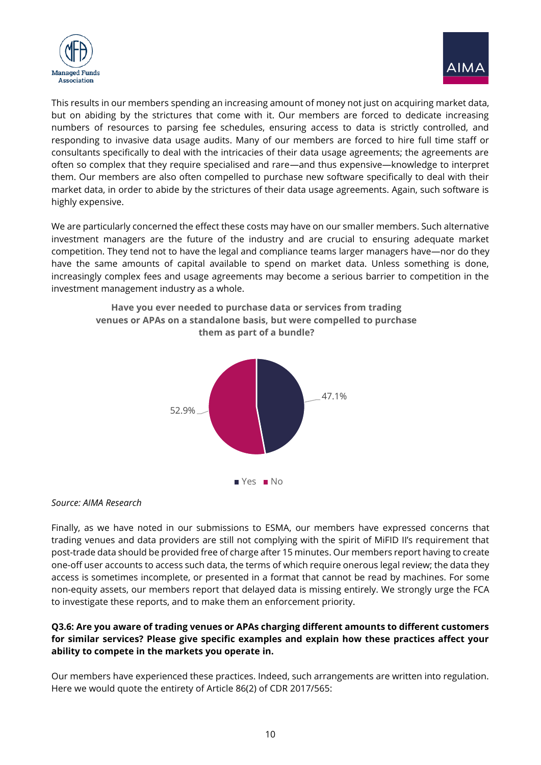This results in our members spending an increasing amount of money not just on acquiring market data, but on abiding by the strictures that come with it. Our members are forced to dedicate increasing numbers of resources to parsing fee schedules, ensuring access to data is strictly controlled, and responding to invasive data usage audits. Many of our members are forced to hire full time staff or consultants specifically to deal with the intricacies of their data usage agreements; the agreements are often so complex that they require specialised and rare—and thus expensive—knowledge to interpret them. Our members are also often compelled to purchase new software specifically to deal with their market data, in order to abide by the strictures of their data usage agreements. Again, such software is highly expensive.

We are particularly concerned the effect these costs may have on our smaller members. Such alternative investment managers are the future of the industry and are crucial to ensuring adequate market competition. They tend not to have the legal and compliance teams larger managers have—nor do they have the same amounts of capital available to spend on market data. Unless something is done, increasingly complex fees and usage agreements may become a serious barrier to competition in the investment management industry as a whole.

**Have you ever needed to purchase data or services from trading venues or APAs on a standalone basis, but were compelled to purchase them as part of a bundle?**

| Response | Share |
|---|---|
| Yes | 47.1% |
| No | 52.9% |

*Source: AIMA Research*

Finally, as we have noted in our submissions to ESMA, our members have expressed concerns that trading venues and data providers are still not complying with the spirit of MiFID II's requirement that post-trade data should be provided free of charge after 15 minutes. Our members report having to create one-off user accounts to access such data, the terms of which require onerous legal review; the data they access is sometimes incomplete, or presented in a format that cannot be read by machines. For some non-equity assets, our members report that delayed data is missing entirely. We strongly urge the FCA to investigate these reports, and to make them an enforcement priority.

**Q3.6: Are you aware of trading venues or APAs charging different amounts to different customers for similar services? Please give specific examples and explain how these practices affect your ability to compete in the markets you operate in.**

Our members have experienced these practices. Indeed, such arrangements are written into regulation. Here we would quote the entirety of Article 86(2) of CDR 2017/565: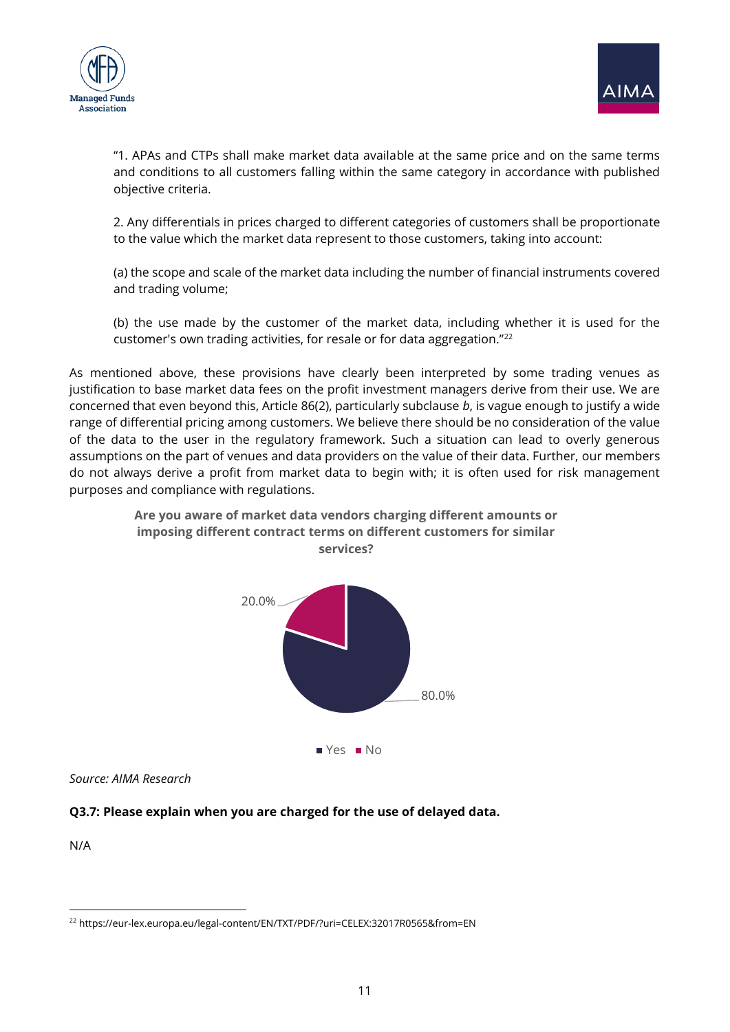"1. APAs and CTPs shall make market data available at the same price and on the same terms and conditions to all customers falling within the same category in accordance with published objective criteria.

2. Any differentials in prices charged to different categories of customers shall be proportionate to the value which the market data represent to those customers, taking into account:

(a) the scope and scale of the market data including the number of financial instruments covered and trading volume;

(b) the use made by the customer of the market data, including whether it is used for the customer's own trading activities, for resale or for data aggregation."[22]

As mentioned above, these provisions have clearly been interpreted by some trading venues as justification to base market data fees on the profit investment managers derive from their use. We are concerned that even beyond this, Article 86(2), particularly subclause *b*, is vague enough to justify a wide range of differential pricing among customers. We believe there should be no consideration of the value of the data to the user in the regulatory framework. Such a situation can lead to overly generous assumptions on the part of venues and data providers on the value of their data. Further, our members do not always derive a profit from market data to begin with; it is often used for risk management purposes and compliance with regulations.

**Are you aware of market data vendors charging different amounts or imposing different contract terms on different customers for similar services?**

| Response | Share |
|---|---|
| Yes | 80.0% |
| No | 20.0% |

*Source: AIMA Research*

**Q3.7: Please explain when you are charged for the use of delayed data.**

N/A

[22] https://eur-lex.europa.eu/legal-content/EN/TXT/PDF/?uri=CELEX:32017R0565&from=EN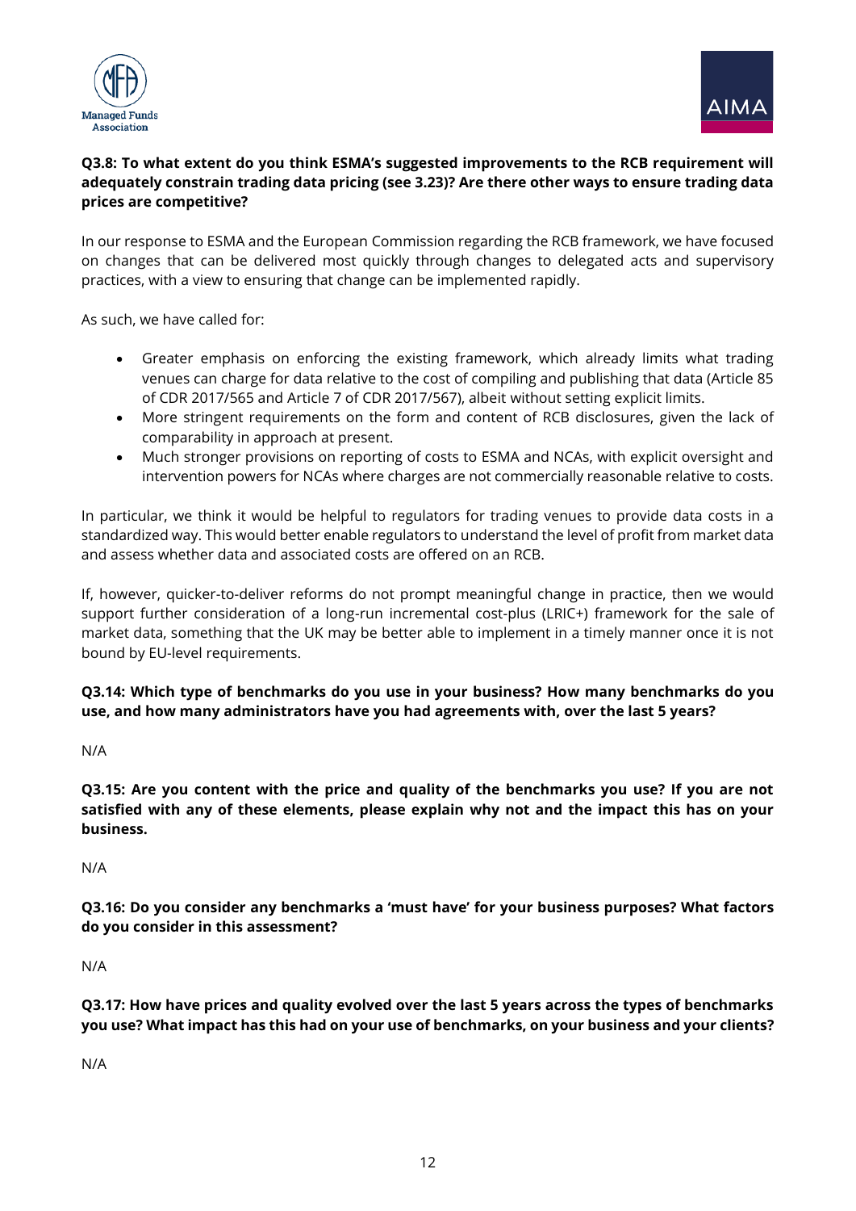**Q3.8: To what extent do you think ESMA's suggested improvements to the RCB requirement will adequately constrain trading data pricing (see 3.23)? Are there other ways to ensure trading data prices are competitive?**

In our response to ESMA and the European Commission regarding the RCB framework, we have focused on changes that can be delivered most quickly through changes to delegated acts and supervisory practices, with a view to ensuring that change can be implemented rapidly.

As such, we have called for:

- Greater emphasis on enforcing the existing framework, which already limits what trading venues can charge for data relative to the cost of compiling and publishing that data (Article 85 of CDR 2017/565 and Article 7 of CDR 2017/567), albeit without setting explicit limits.
- More stringent requirements on the form and content of RCB disclosures, given the lack of comparability in approach at present.
- Much stronger provisions on reporting of costs to ESMA and NCAs, with explicit oversight and intervention powers for NCAs where charges are not commercially reasonable relative to costs.

In particular, we think it would be helpful to regulators for trading venues to provide data costs in a standardized way. This would better enable regulators to understand the level of profit from market data and assess whether data and associated costs are offered on an RCB.

If, however, quicker-to-deliver reforms do not prompt meaningful change in practice, then we would support further consideration of a long-run incremental cost-plus (LRIC+) framework for the sale of market data, something that the UK may be better able to implement in a timely manner once it is not bound by EU-level requirements.

**Q3.14: Which type of benchmarks do you use in your business? How many benchmarks do you use, and how many administrators have you had agreements with, over the last 5 years?**

N/A

**Q3.15: Are you content with the price and quality of the benchmarks you use? If you are not satisfied with any of these elements, please explain why not and the impact this has on your business.**

N/A

**Q3.16: Do you consider any benchmarks a 'must have' for your business purposes? What factors do you consider in this assessment?**

N/A

**Q3.17: How have prices and quality evolved over the last 5 years across the types of benchmarks you use? What impact has this had on your use of benchmarks, on your business and your clients?**

N/A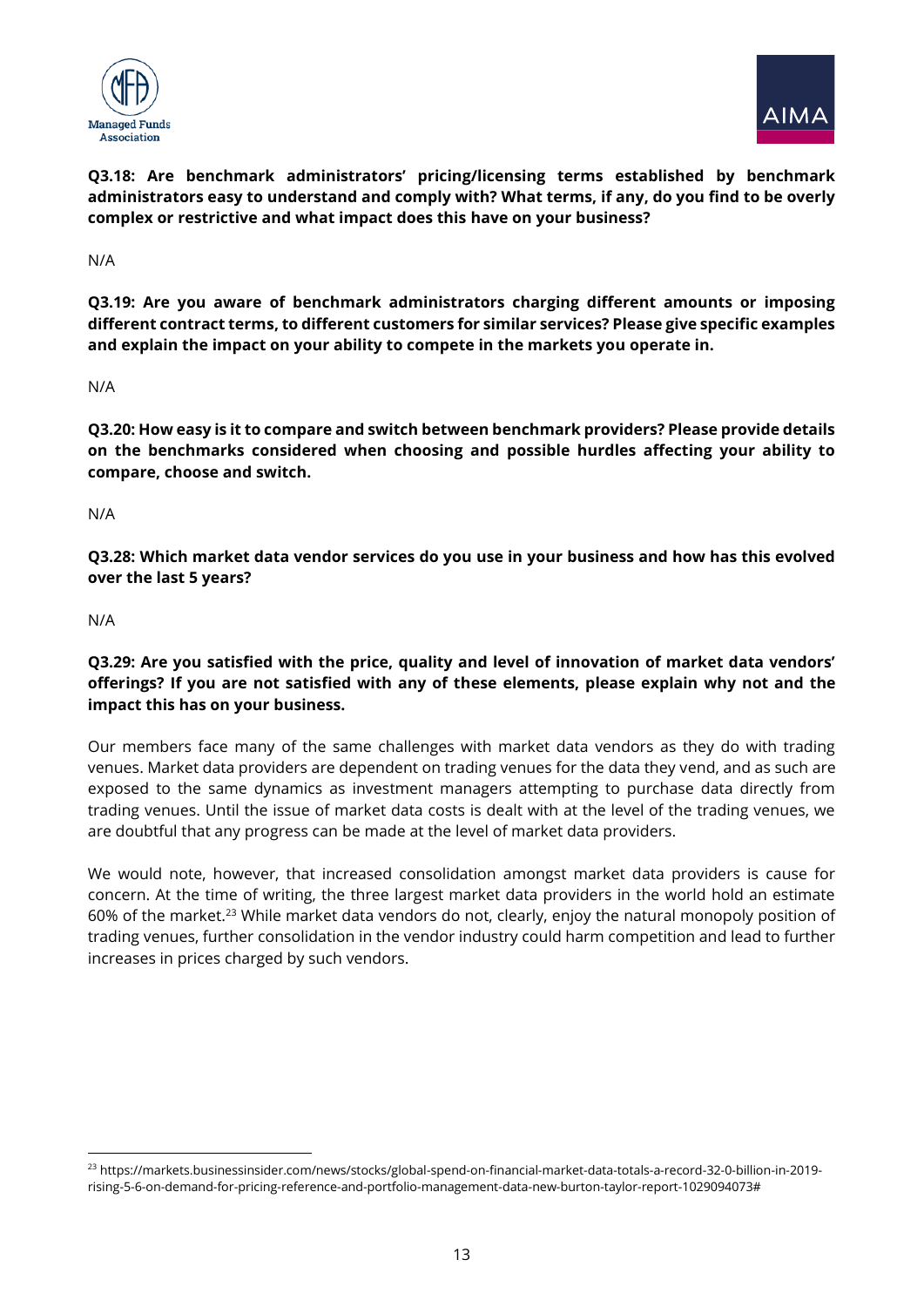**Q3.18: Are benchmark administrators' pricing/licensing terms established by benchmark administrators easy to understand and comply with? What terms, if any, do you find to be overly complex or restrictive and what impact does this have on your business?**

N/A

**Q3.19: Are you aware of benchmark administrators charging different amounts or imposing different contract terms, to different customers for similar services? Please give specific examples and explain the impact on your ability to compete in the markets you operate in.**

N/A

**Q3.20: How easy is it to compare and switch between benchmark providers? Please provide details on the benchmarks considered when choosing and possible hurdles affecting your ability to compare, choose and switch.**

N/A

**Q3.28: Which market data vendor services do you use in your business and how has this evolved over the last 5 years?**

N/A

**Q3.29: Are you satisfied with the price, quality and level of innovation of market data vendors' offerings? If you are not satisfied with any of these elements, please explain why not and the impact this has on your business.**

Our members face many of the same challenges with market data vendors as they do with trading venues. Market data providers are dependent on trading venues for the data they vend, and as such are exposed to the same dynamics as investment managers attempting to purchase data directly from trading venues. Until the issue of market data costs is dealt with at the level of the trading venues, we are doubtful that any progress can be made at the level of market data providers.

We would note, however, that increased consolidation amongst market data providers is cause for concern. At the time of writing, the three largest market data providers in the world hold an estimate 60% of the market.[23] While market data vendors do not, clearly, enjoy the natural monopoly position of trading venues, further consolidation in the vendor industry could harm competition and lead to further increases in prices charged by such vendors.

[23] https://markets.businessinsider.com/news/stocks/global-spend-on-financial-market-data-totals-a-record-32-0-billion-in-2019-rising-5-6-on-demand-for-pricing-reference-and-portfolio-management-data-new-burton-taylor-report-1029094073#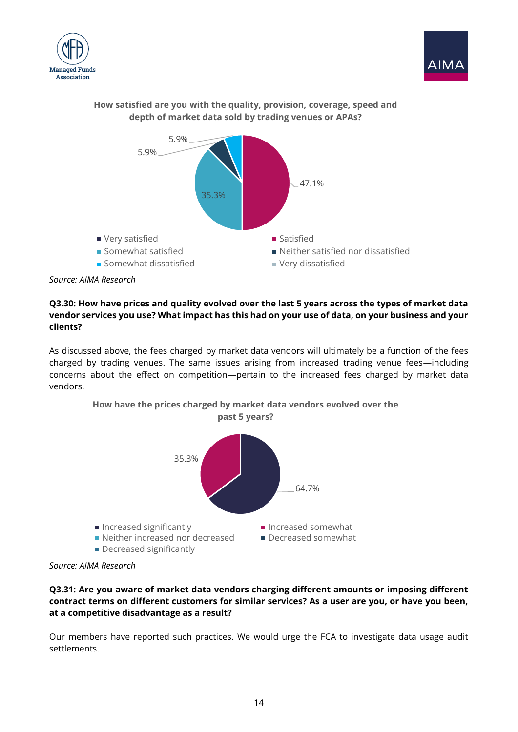**How satisfied are you with the quality, provision, coverage, speed and depth of market data sold by trading venues or APAs?**

| Response | Share |
| --- | --- |
| Very satisfied | |
| Satisfied | 47.1% |
| Somewhat satisfied | 35.3% |
| Neither satisfied nor dissatisfied | 5.9% |
| Somewhat dissatisfied | 5.9% |
| Very dissatisfied | |

*Source: AIMA Research*

**Q3.30: How have prices and quality evolved over the last 5 years across the types of market data vendor services you use? What impact has this had on your use of data, on your business and your clients?**

As discussed above, the fees charged by market data vendors will ultimately be a function of the fees charged by trading venues. The same issues arising from increased trading venue fees—including concerns about the effect on competition—pertain to the increased fees charged by market data vendors.

**How have the prices charged by market data vendors evolved over the past 5 years?**

| Response | Share |
| --- | --- |
| Increased significantly | 64.7% |
| Increased somewhat | 35.3% |
| Neither increased nor decreased | |
| Decreased somewhat | |
| Decreased significantly | |

*Source: AIMA Research*

**Q3.31: Are you aware of market data vendors charging different amounts or imposing different contract terms on different customers for similar services? As a user are you, or have you been, at a competitive disadvantage as a result?**

Our members have reported such practices. We would urge the FCA to investigate data usage audit settlements.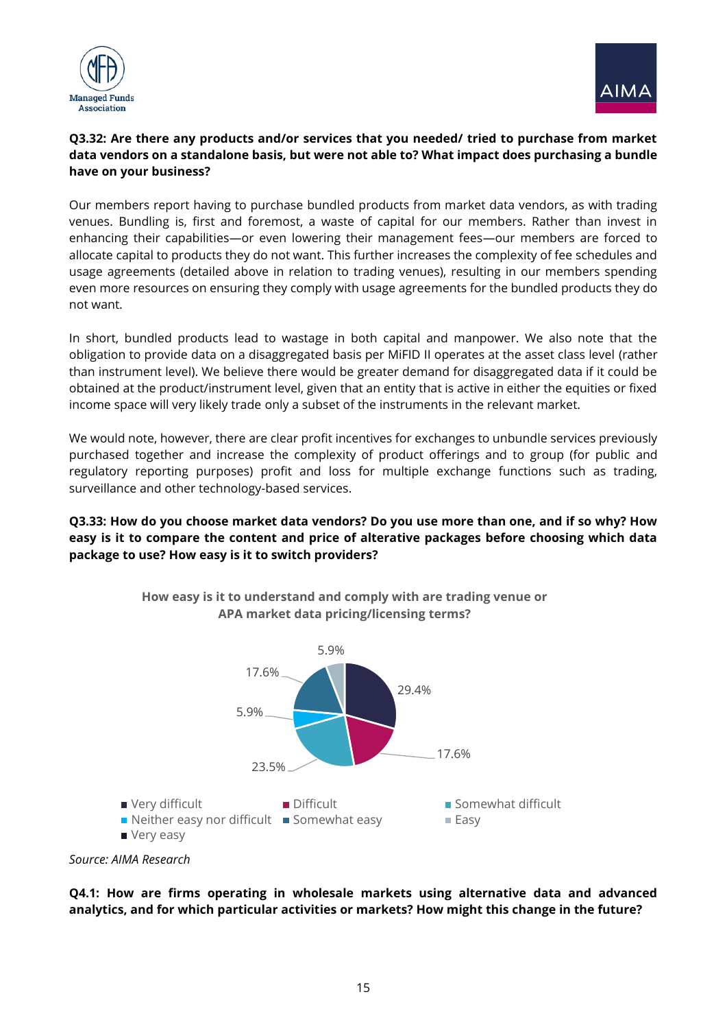**Q3.32: Are there any products and/or services that you needed/ tried to purchase from market data vendors on a standalone basis, but were not able to? What impact does purchasing a bundle have on your business?**

Our members report having to purchase bundled products from market data vendors, as with trading venues. Bundling is, first and foremost, a waste of capital for our members. Rather than invest in enhancing their capabilities—or even lowering their management fees—our members are forced to allocate capital to products they do not want. This further increases the complexity of fee schedules and usage agreements (detailed above in relation to trading venues), resulting in our members spending even more resources on ensuring they comply with usage agreements for the bundled products they do not want.

In short, bundled products lead to wastage in both capital and manpower. We also note that the obligation to provide data on a disaggregated basis per MiFID II operates at the asset class level (rather than instrument level). We believe there would be greater demand for disaggregated data if it could be obtained at the product/instrument level, given that an entity that is active in either the equities or fixed income space will very likely trade only a subset of the instruments in the relevant market.

We would note, however, there are clear profit incentives for exchanges to unbundle services previously purchased together and increase the complexity of product offerings and to group (for public and regulatory reporting purposes) profit and loss for multiple exchange functions such as trading, surveillance and other technology-based services.

**Q3.33: How do you choose market data vendors? Do you use more than one, and if so why? How easy is it to compare the content and price of alterative packages before choosing which data package to use? How easy is it to switch providers?**

**How easy is it to understand and comply with are trading venue or APA market data pricing/licensing terms?**

| Response | Share |
|---|---|
| Very difficult | 29.4% |
| Difficult | 17.6% |
| Somewhat difficult | 23.5% |
| Neither easy nor difficult | 5.9% |
| Somewhat easy | 17.6% |
| Easy | 5.9% |
| Very easy | |

*Source: AIMA Research*

**Q4.1: How are firms operating in wholesale markets using alternative data and advanced analytics, and for which particular activities or markets? How might this change in the future?**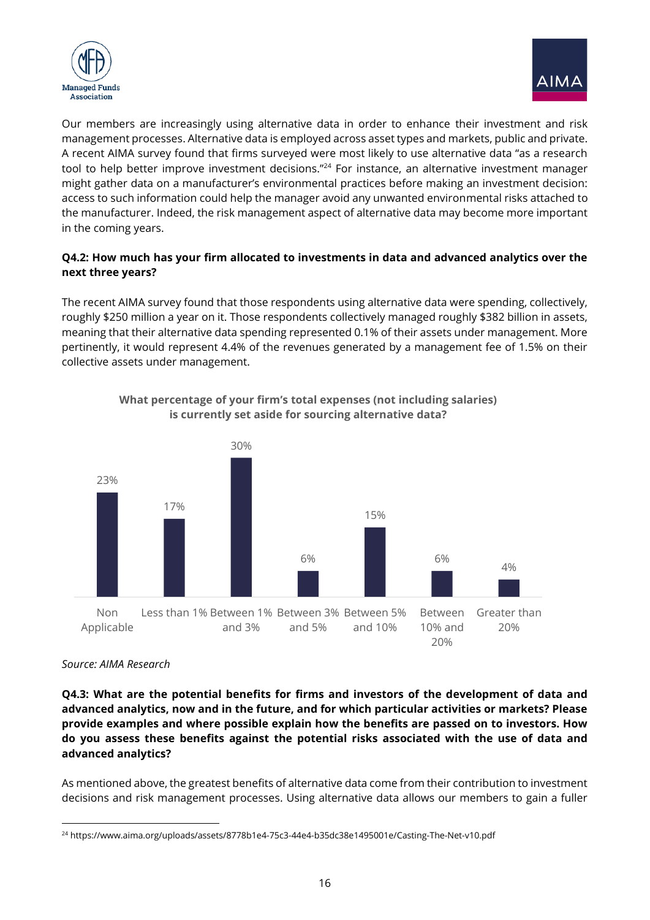Our members are increasingly using alternative data in order to enhance their investment and risk management processes. Alternative data is employed across asset types and markets, public and private. A recent AIMA survey found that firms surveyed were most likely to use alternative data "as a research tool to help better improve investment decisions."[24] For instance, an alternative investment manager might gather data on a manufacturer's environmental practices before making an investment decision: access to such information could help the manager avoid any unwanted environmental risks attached to the manufacturer. Indeed, the risk management aspect of alternative data may become more important in the coming years.

**Q4.2: How much has your firm allocated to investments in data and advanced analytics over the next three years?**

The recent AIMA survey found that those respondents using alternative data were spending, collectively, roughly $250 million a year on it. Those respondents collectively managed roughly $382 billion in assets, meaning that their alternative data spending represented 0.1% of their assets under management. More pertinently, it would represent 4.4% of the revenues generated by a management fee of 1.5% on their collective assets under management.

**What percentage of your firm's total expenses (not including salaries) is currently set aside for sourcing alternative data?**

| Response | Percentage |
|---|---|
| Non Applicable | 23% |
| Less than 1% | 17% |
| Between 1% and 3% | 30% |
| Between 3% and 5% | 6% |
| Between 5% and 10% | 15% |
| Between 10% and 20% | 6% |
| Greater than 20% | 4% |

*Source: AIMA Research*

**Q4.3: What are the potential benefits for firms and investors of the development of data and advanced analytics, now and in the future, and for which particular activities or markets? Please provide examples and where possible explain how the benefits are passed on to investors. How do you assess these benefits against the potential risks associated with the use of data and advanced analytics?**

As mentioned above, the greatest benefits of alternative data come from their contribution to investment decisions and risk management processes. Using alternative data allows our members to gain a fuller

[24] https://www.aima.org/uploads/assets/8778b1e4-75c3-44e4-b35dc38e1495001e/Casting-The-Net-v10.pdf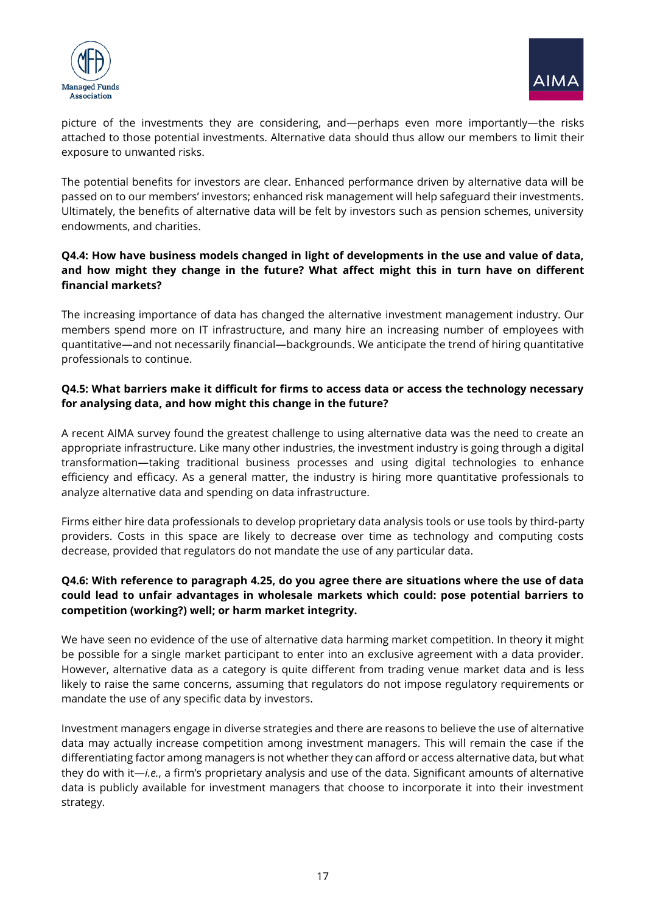picture of the investments they are considering, and—perhaps even more importantly—the risks attached to those potential investments. Alternative data should thus allow our members to limit their exposure to unwanted risks.

The potential benefits for investors are clear. Enhanced performance driven by alternative data will be passed on to our members' investors; enhanced risk management will help safeguard their investments. Ultimately, the benefits of alternative data will be felt by investors such as pension schemes, university endowments, and charities.

**Q4.4: How have business models changed in light of developments in the use and value of data, and how might they change in the future? What affect might this in turn have on different financial markets?**

The increasing importance of data has changed the alternative investment management industry. Our members spend more on IT infrastructure, and many hire an increasing number of employees with quantitative—and not necessarily financial—backgrounds. We anticipate the trend of hiring quantitative professionals to continue.

**Q4.5: What barriers make it difficult for firms to access data or access the technology necessary for analysing data, and how might this change in the future?**

A recent AIMA survey found the greatest challenge to using alternative data was the need to create an appropriate infrastructure. Like many other industries, the investment industry is going through a digital transformation—taking traditional business processes and using digital technologies to enhance efficiency and efficacy. As a general matter, the industry is hiring more quantitative professionals to analyze alternative data and spending on data infrastructure.

Firms either hire data professionals to develop proprietary data analysis tools or use tools by third-party providers. Costs in this space are likely to decrease over time as technology and computing costs decrease, provided that regulators do not mandate the use of any particular data.

**Q4.6: With reference to paragraph 4.25, do you agree there are situations where the use of data could lead to unfair advantages in wholesale markets which could: pose potential barriers to competition (working?) well; or harm market integrity.**

We have seen no evidence of the use of alternative data harming market competition. In theory it might be possible for a single market participant to enter into an exclusive agreement with a data provider. However, alternative data as a category is quite different from trading venue market data and is less likely to raise the same concerns, assuming that regulators do not impose regulatory requirements or mandate the use of any specific data by investors.

Investment managers engage in diverse strategies and there are reasons to believe the use of alternative data may actually increase competition among investment managers. This will remain the case if the differentiating factor among managers is not whether they can afford or access alternative data, but what they do with it—*i.e.*, a firm's proprietary analysis and use of the data. Significant amounts of alternative data is publicly available for investment managers that choose to incorporate it into their investment strategy.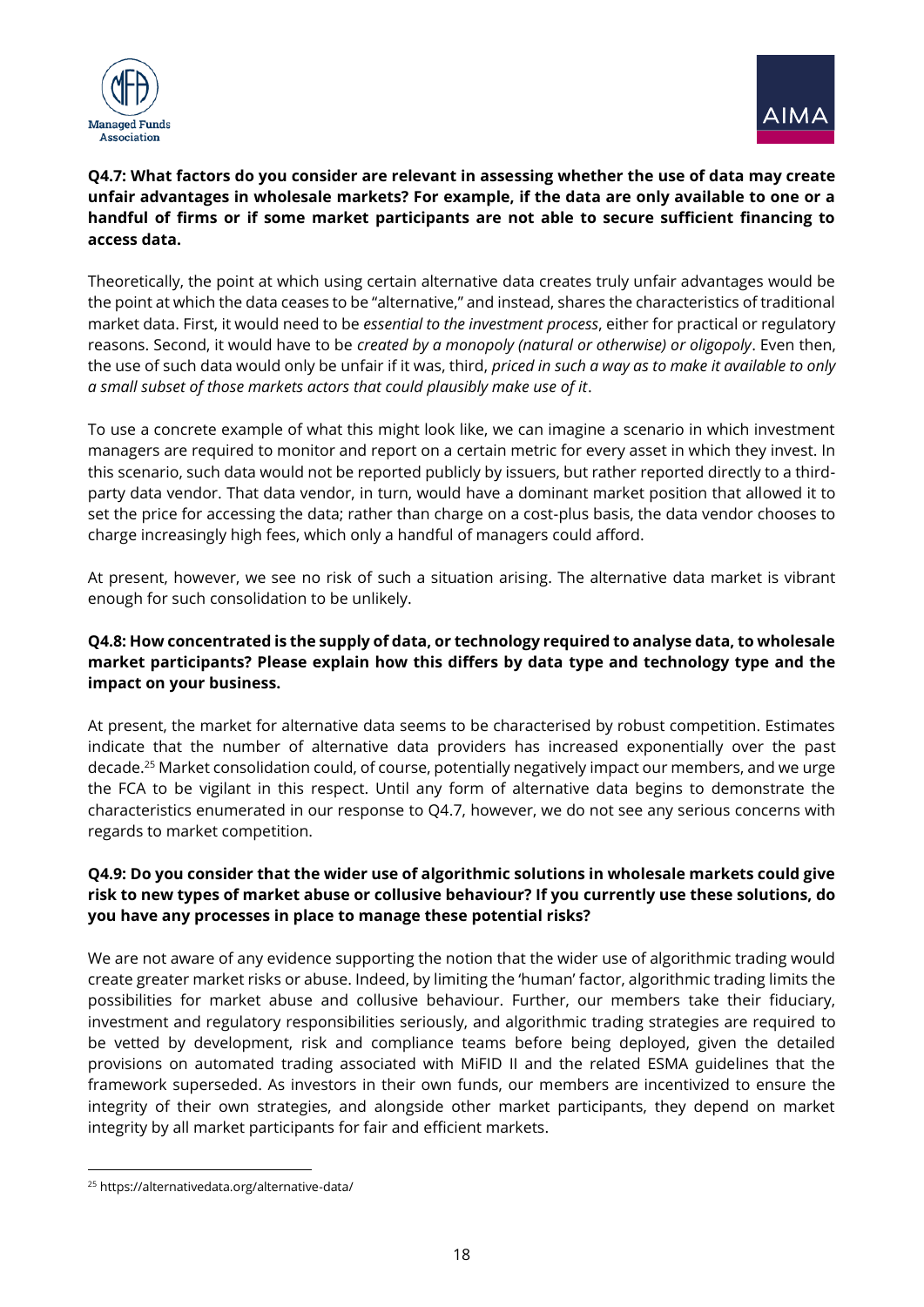**Q4.7: What factors do you consider are relevant in assessing whether the use of data may create unfair advantages in wholesale markets? For example, if the data are only available to one or a handful of firms or if some market participants are not able to secure sufficient financing to access data.**

Theoretically, the point at which using certain alternative data creates truly unfair advantages would be the point at which the data ceases to be "alternative," and instead, shares the characteristics of traditional market data. First, it would need to be *essential to the investment process*, either for practical or regulatory reasons. Second, it would have to be *created by a monopoly (natural or otherwise) or oligopoly*. Even then, the use of such data would only be unfair if it was, third, *priced in such a way as to make it available to only a small subset of those markets actors that could plausibly make use of it*.

To use a concrete example of what this might look like, we can imagine a scenario in which investment managers are required to monitor and report on a certain metric for every asset in which they invest. In this scenario, such data would not be reported publicly by issuers, but rather reported directly to a third-party data vendor. That data vendor, in turn, would have a dominant market position that allowed it to set the price for accessing the data; rather than charge on a cost-plus basis, the data vendor chooses to charge increasingly high fees, which only a handful of managers could afford.

At present, however, we see no risk of such a situation arising. The alternative data market is vibrant enough for such consolidation to be unlikely.

**Q4.8: How concentrated is the supply of data, or technology required to analyse data, to wholesale market participants? Please explain how this differs by data type and technology type and the impact on your business.**

At present, the market for alternative data seems to be characterised by robust competition. Estimates indicate that the number of alternative data providers has increased exponentially over the past decade.[25] Market consolidation could, of course, potentially negatively impact our members, and we urge the FCA to be vigilant in this respect. Until any form of alternative data begins to demonstrate the characteristics enumerated in our response to Q4.7, however, we do not see any serious concerns with regards to market competition.

**Q4.9: Do you consider that the wider use of algorithmic solutions in wholesale markets could give risk to new types of market abuse or collusive behaviour? If you currently use these solutions, do you have any processes in place to manage these potential risks?**

We are not aware of any evidence supporting the notion that the wider use of algorithmic trading would create greater market risks or abuse. Indeed, by limiting the 'human' factor, algorithmic trading limits the possibilities for market abuse and collusive behaviour. Further, our members take their fiduciary, investment and regulatory responsibilities seriously, and algorithmic trading strategies are required to be vetted by development, risk and compliance teams before being deployed, given the detailed provisions on automated trading associated with MiFID II and the related ESMA guidelines that the framework superseded. As investors in their own funds, our members are incentivized to ensure the integrity of their own strategies, and alongside other market participants, they depend on market integrity by all market participants for fair and efficient markets.

---

[25] https://alternativedata.org/alternative-data/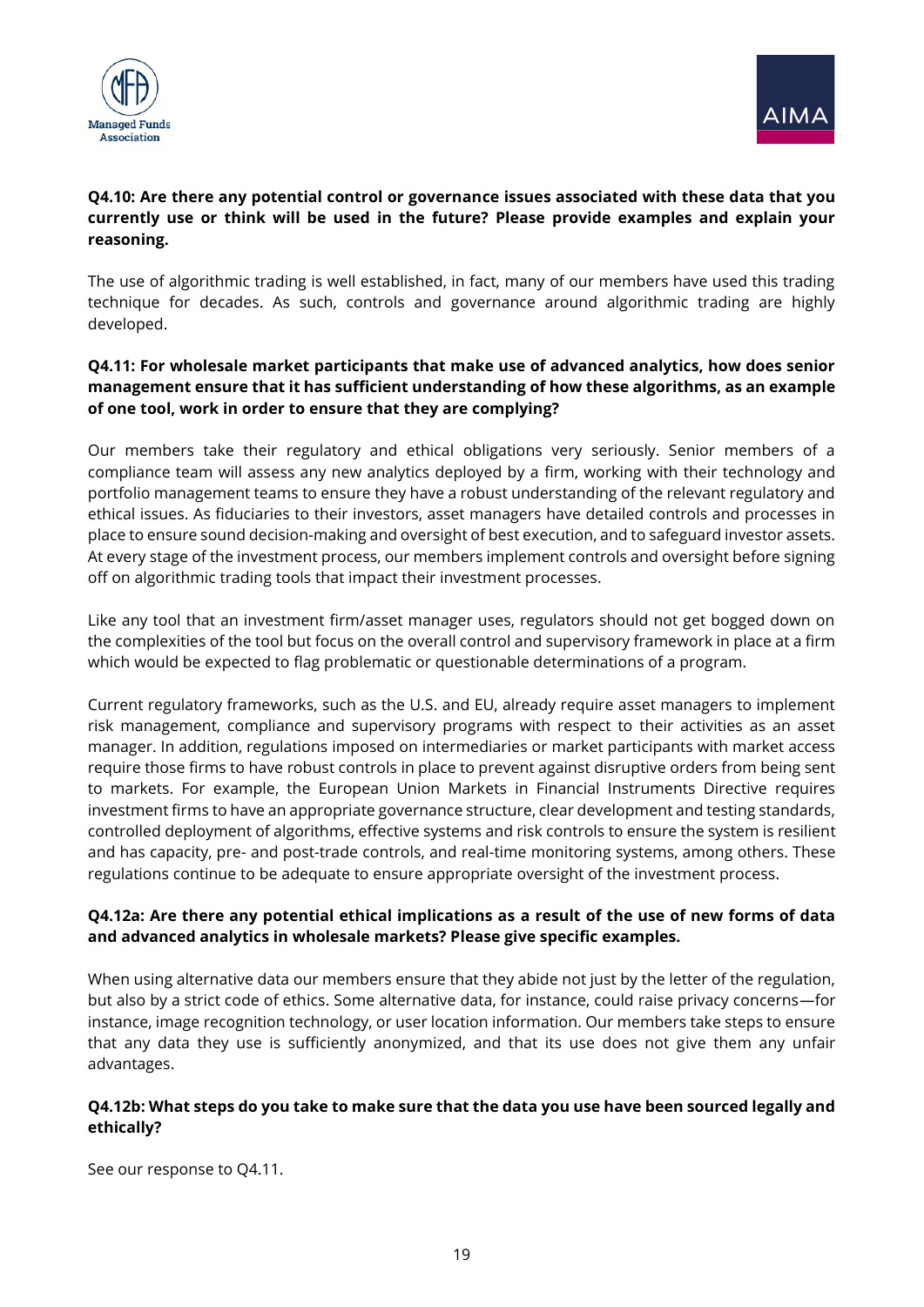**Q4.10: Are there any potential control or governance issues associated with these data that you currently use or think will be used in the future? Please provide examples and explain your reasoning.**

The use of algorithmic trading is well established, in fact, many of our members have used this trading technique for decades. As such, controls and governance around algorithmic trading are highly developed.

**Q4.11: For wholesale market participants that make use of advanced analytics, how does senior management ensure that it has sufficient understanding of how these algorithms, as an example of one tool, work in order to ensure that they are complying?**

Our members take their regulatory and ethical obligations very seriously. Senior members of a compliance team will assess any new analytics deployed by a firm, working with their technology and portfolio management teams to ensure they have a robust understanding of the relevant regulatory and ethical issues. As fiduciaries to their investors, asset managers have detailed controls and processes in place to ensure sound decision-making and oversight of best execution, and to safeguard investor assets. At every stage of the investment process, our members implement controls and oversight before signing off on algorithmic trading tools that impact their investment processes.

Like any tool that an investment firm/asset manager uses, regulators should not get bogged down on the complexities of the tool but focus on the overall control and supervisory framework in place at a firm which would be expected to flag problematic or questionable determinations of a program.

Current regulatory frameworks, such as the U.S. and EU, already require asset managers to implement risk management, compliance and supervisory programs with respect to their activities as an asset manager. In addition, regulations imposed on intermediaries or market participants with market access require those firms to have robust controls in place to prevent against disruptive orders from being sent to markets. For example, the European Union Markets in Financial Instruments Directive requires investment firms to have an appropriate governance structure, clear development and testing standards, controlled deployment of algorithms, effective systems and risk controls to ensure the system is resilient and has capacity, pre- and post-trade controls, and real-time monitoring systems, among others. These regulations continue to be adequate to ensure appropriate oversight of the investment process.

**Q4.12a: Are there any potential ethical implications as a result of the use of new forms of data and advanced analytics in wholesale markets? Please give specific examples.**

When using alternative data our members ensure that they abide not just by the letter of the regulation, but also by a strict code of ethics. Some alternative data, for instance, could raise privacy concerns—for instance, image recognition technology, or user location information. Our members take steps to ensure that any data they use is sufficiently anonymized, and that its use does not give them any unfair advantages.

**Q4.12b: What steps do you take to make sure that the data you use have been sourced legally and ethically?**

See our response to Q4.11.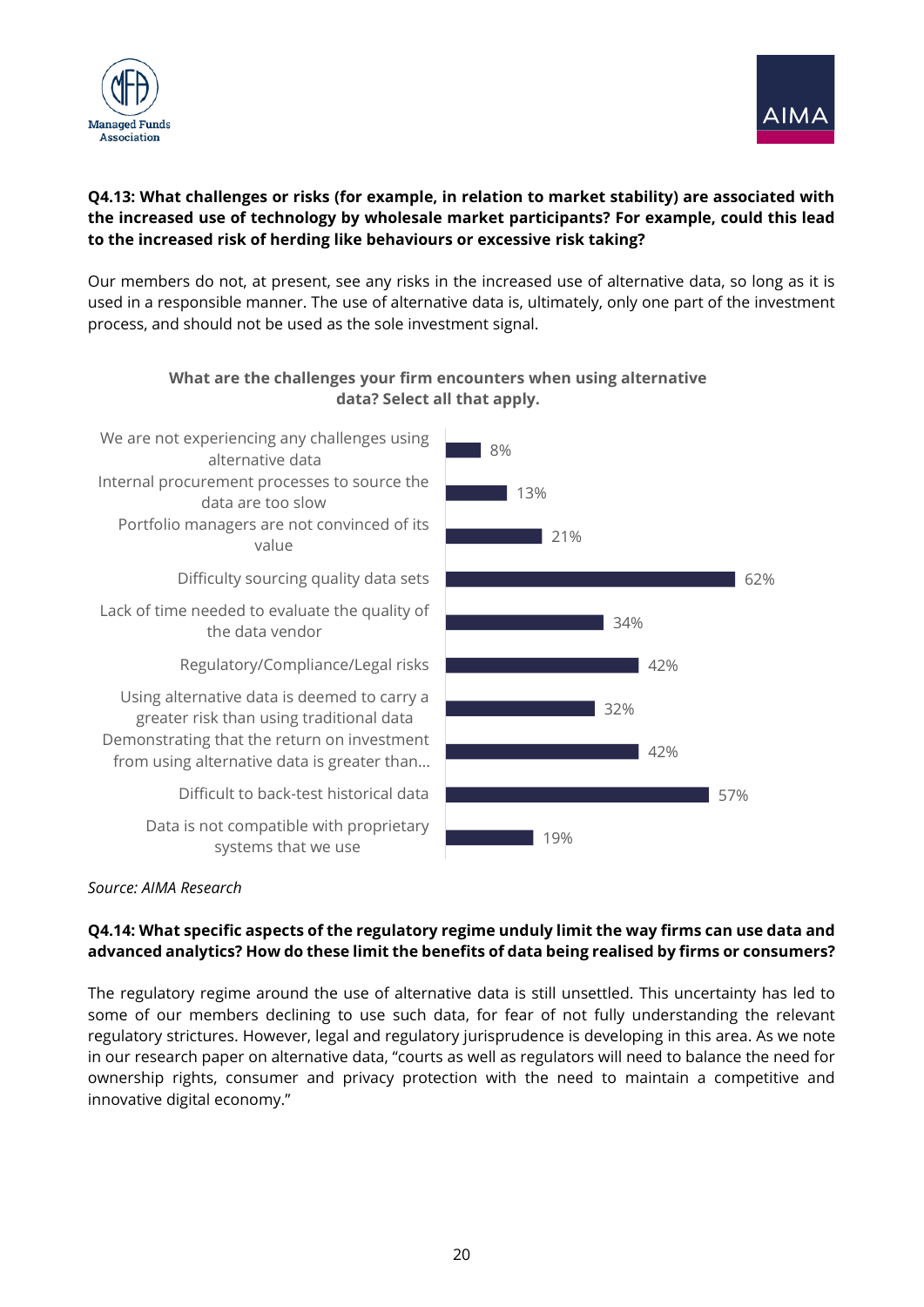**Q4.13: What challenges or risks (for example, in relation to market stability) are associated with the increased use of technology by wholesale market participants? For example, could this lead to the increased risk of herding like behaviours or excessive risk taking?**

Our members do not, at present, see any risks in the increased use of alternative data, so long as it is used in a responsible manner. The use of alternative data is, ultimately, only one part of the investment process, and should not be used as the sole investment signal.

**What are the challenges your firm encounters when using alternative data? Select all that apply.**

We are not experiencing any challenges using alternative data 8%

Internal procurement processes to source the data are too slow 13%

Portfolio managers are not convinced of its value 21%

Difficulty sourcing quality data sets 62%

Lack of time needed to evaluate the quality of the data vendor 34%

Regulatory/Compliance/Legal risks 42%

Using alternative data is deemed to carry a greater risk than using traditional data 32%

Demonstrating that the return on investment from using alternative data is greater than... 42%

Difficult to back-test historical data 57%

Data is not compatible with proprietary systems that we use 19%

*Source: AIMA Research*

**Q4.14: What specific aspects of the regulatory regime unduly limit the way firms can use data and advanced analytics? How do these limit the benefits of data being realised by firms or consumers?**

The regulatory regime around the use of alternative data is still unsettled. This uncertainty has led to some of our members declining to use such data, for fear of not fully understanding the relevant regulatory strictures. However, legal and regulatory jurisprudence is developing in this area. As we note in our research paper on alternative data, "courts as well as regulators will need to balance the need for ownership rights, consumer and privacy protection with the need to maintain a competitive and innovative digital economy."